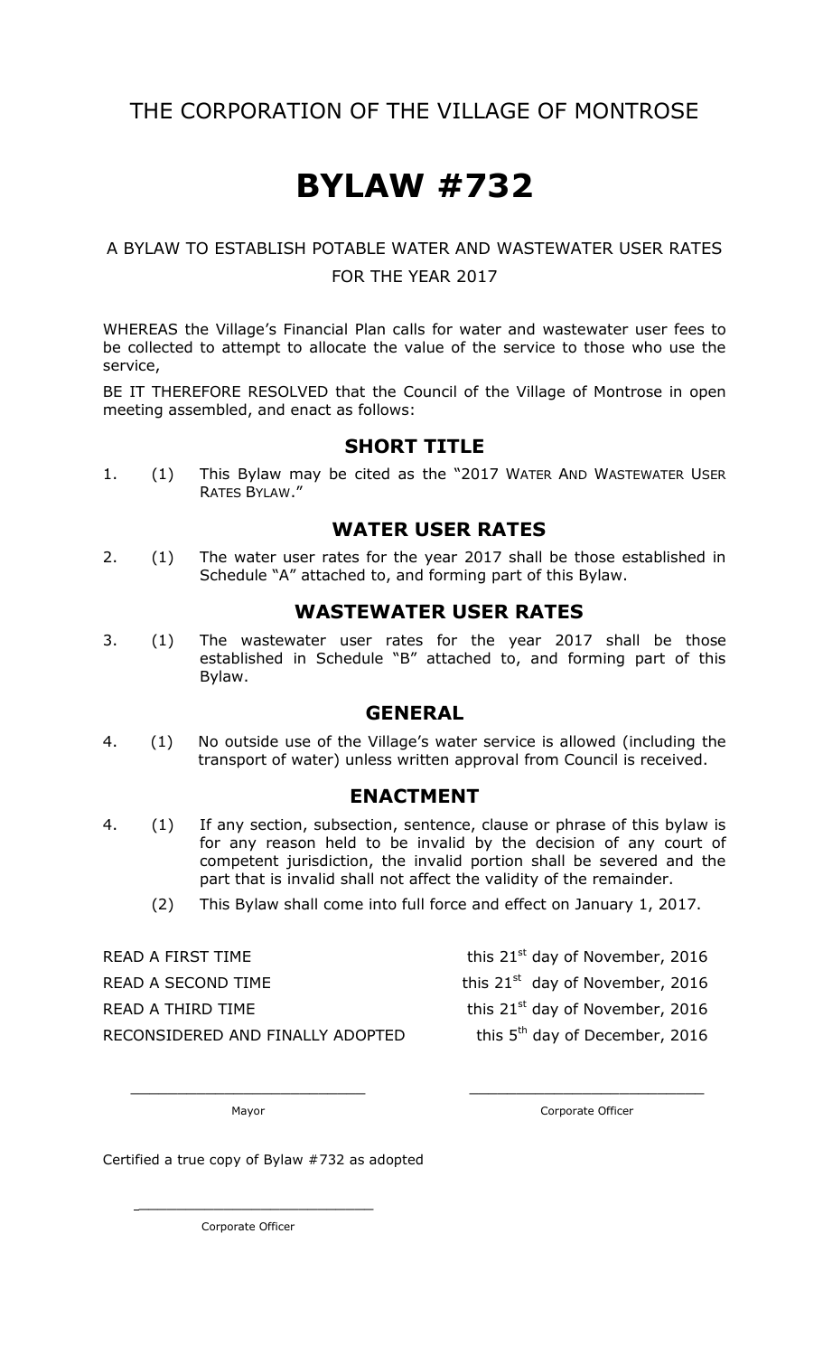THE CORPORATION OF THE VILLAGE OF MONTROSE

# BYLAW #732

A BYLAW TO ESTABLISH POTABLE WATER AND WASTEWATER USER RATES FOR THE YEAR 2017

WHEREAS the Village's Financial Plan calls for water and wastewater user fees to be collected to attempt to allocate the value of the service to those who use the service,

BE IT THEREFORE RESOLVED that the Council of the Village of Montrose in open meeting assembled, and enact as follows:

## SHORT TITLE

1. (1) This Bylaw may be cited as the "2017 WATER AND WASTEWATER USER RATES BYLAW."

## WATER USER RATES

2. (1) The water user rates for the year 2017 shall be those established in Schedule "A" attached to, and forming part of this Bylaw.

## WASTEWATER USER RATES

3. (1) The wastewater user rates for the year 2017 shall be those established in Schedule "B" attached to, and forming part of this Bylaw.

## GENERAL

4. (1) No outside use of the Village's water service is allowed (including the transport of water) unless written approval from Council is received.

## ENACTMENT

4. (1) If any section, subsection, sentence, clause or phrase of this bylaw is for any reason held to be invalid by the decision of any court of competent jurisdiction, the invalid portion shall be severed and the part that is invalid shall not affect the validity of the remainder.

   (2) This Bylaw shall come into full force and effect on January 1, 2017.

READ A FIRST TIME this 21st day of November, 2016

READ A SECOND TIME this 21st day of November, 2016

READ A THIRD TIME this 21st day of November, 2016

RECONSIDERED AND FINALLY ADOPTED this 5th day of December, 2016

\_\_\_\_\_\_\_\_\_\_\_\_\_\_\_\_\_\_\_\_\_\_\_\_\_\_ \_\_\_\_\_\_\_\_\_\_\_\_\_\_\_\_\_\_\_\_\_\_\_\_\_\_

Mayor Corporate Officer

Certified a true copy of Bylaw #732 as adopted

\_\_\_\_\_\_\_\_\_\_\_\_\_\_\_\_\_\_\_\_\_\_\_\_\_\_

Corporate Officer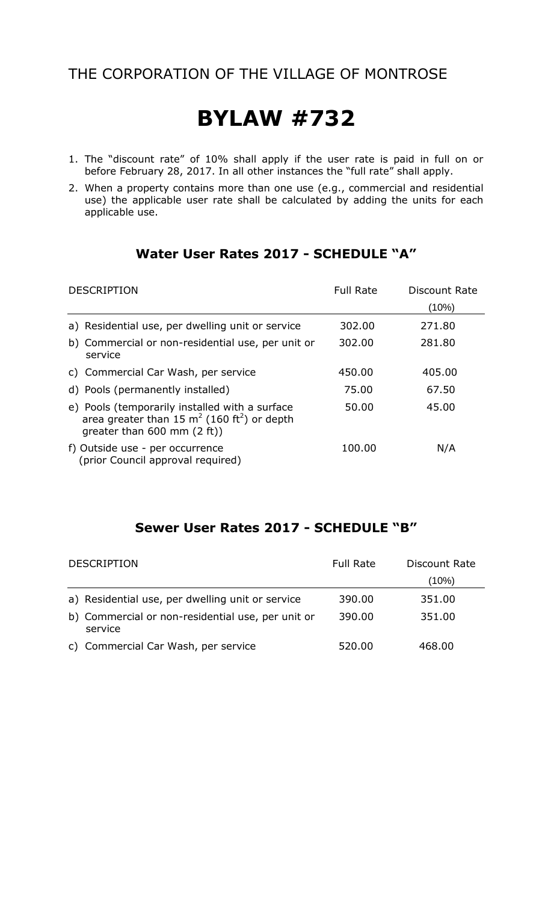THE CORPORATION OF THE VILLAGE OF MONTROSE

# BYLAW #732

1. The "discount rate" of 10% shall apply if the user rate is paid in full on or before February 28, 2017. In all other instances the "full rate" shall apply.
2. When a property contains more than one use (e.g., commercial and residential use) the applicable user rate shall be calculated by adding the units for each applicable use.

## Water User Rates 2017 - SCHEDULE "A"

| DESCRIPTION | Full Rate | Discount Rate (10%) |
|---|---|---|
| a) Residential use, per dwelling unit or service | 302.00 | 271.80 |
| b) Commercial or non-residential use, per unit or service | 302.00 | 281.80 |
| c) Commercial Car Wash, per service | 450.00 | 405.00 |
| d) Pools (permanently installed) | 75.00 | 67.50 |
| e) Pools (temporarily installed with a surface area greater than 15 $m^2$ (160 $ft^2$) or depth greater than 600 mm (2 ft)) | 50.00 | 45.00 |
| f) Outside use - per occurrence (prior Council approval required) | 100.00 | N/A |

## Sewer User Rates 2017 - SCHEDULE "B"

| DESCRIPTION | Full Rate | Discount Rate (10%) |
|---|---|---|
| a) Residential use, per dwelling unit or service | 390.00 | 351.00 |
| b) Commercial or non-residential use, per unit or service | 390.00 | 351.00 |
| c) Commercial Car Wash, per service | 520.00 | 468.00 |